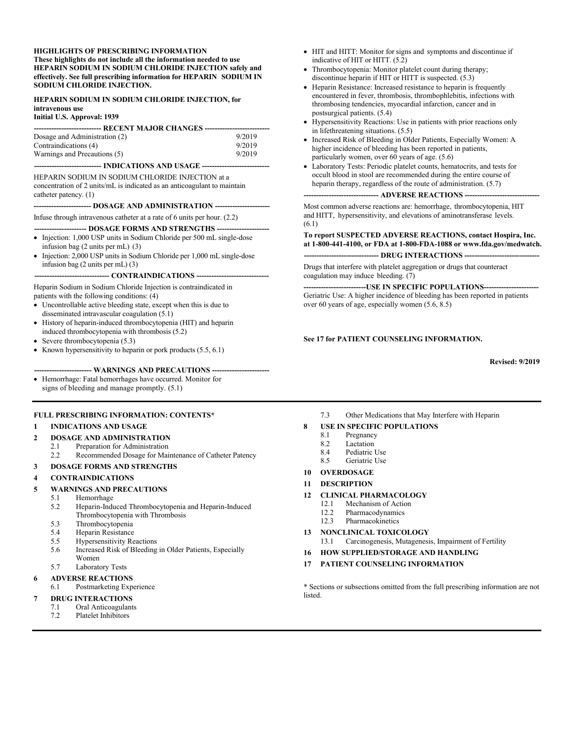**HIGHLIGHTS OF PRESCRIBING INFORMATION**
**These highlights do not include all the information needed to use HEPARIN SODIUM IN SODIUM CHLORIDE INJECTION safely and effectively. See full prescribing information for HEPARIN SODIUM IN SODIUM CHLORIDE INJECTION.**

**HEPARIN SODIUM IN SODIUM CHLORIDE INJECTION, for intravenous use**
**Initial U.S. Approval: 1939**

**RECENT MAJOR CHANGES**

| | |
|---|---|
| Dosage and Administration (2) | 9/2019 |
| Contraindications (4) | 9/2019 |
| Warnings and Precautions (5) | 9/2019 |

**INDICATIONS AND USAGE**

HEPARIN SODIUM IN SODIUM CHLORIDE INJECTION at a concentration of 2 units/mL is indicated as an anticoagulant to maintain catheter patency. (1)

**DOSAGE AND ADMINISTRATION**

Infuse through intravenous catheter at a rate of 6 units per hour. (2.2)

**DOSAGE FORMS AND STRENGTHS**

- Injection: 1,000 USP units in Sodium Chloride per 500 mL single-dose infusion bag (2 units per mL) (3)
- Injection: 2,000 USP units in Sodium Chloride per 1,000 mL single-dose infusion bag (2 units per mL) (3)

**CONTRAINDICATIONS**

Heparin Sodium in Sodium Chloride Injection is contraindicated in patients with the following conditions: (4)

- Uncontrollable active bleeding state, except when this is due to disseminated intravascular coagulation (5.1)
- History of heparin-induced thrombocytopenia (HIT) and heparin induced thrombocytopenia with thrombosis (5.2)
- Severe thrombocytopenia (5.3)
- Known hypersensitivity to heparin or pork products (5.5, 6.1)

**WARNINGS AND PRECAUTIONS**

- Hemorrhage: Fatal hemorrhages have occurred. Monitor for signs of bleeding and manage promptly. (5.1)
- HIT and HITT: Monitor for signs and symptoms and discontinue if indicative of HIT or HITT. (5.2)
- Thrombocytopenia: Monitor platelet count during therapy; discontinue heparin if HIT or HITT is suspected. (5.3)
- Heparin Resistance: Increased resistance to heparin is frequently encountered in fever, thrombosis, thrombophlebitis, infections with thrombosing tendencies, myocardial infarction, cancer and in postsurgical patients. (5.4)
- Hypersensitivity Reactions: Use in patients with prior reactions only in lifethreatening situations. (5.5)
- Increased Risk of Bleeding in Older Patients, Especially Women: A higher incidence of bleeding has been reported in patients, particularly women, over 60 years of age. (5.6)
- Laboratory Tests: Periodic platelet counts, hematocrits, and tests for occult blood in stool are recommended during the entire course of heparin therapy, regardless of the route of administration. (5.7)

**ADVERSE REACTIONS**

Most common adverse reactions are: hemorrhage, thrombocytopenia, HIT and HITT, hypersensitivity, and elevations of aminotransferase levels. (6.1)

**To report SUSPECTED ADVERSE REACTIONS, contact Hospira, Inc. at 1-800-441-4100, or FDA at 1-800-FDA-1088 or www.fda.gov/medwatch.**

**DRUG INTERACTIONS**

Drugs that interfere with platelet aggregation or drugs that counteract coagulation may induce bleeding. (7)

**USE IN SPECIFIC POPULATIONS**

Geriatric Use: A higher incidence of bleeding has been reported in patients over 60 years of age, especially women (5.6, 8.5)

**See 17 for PATIENT COUNSELING INFORMATION.**

**Revised: 9/2019**

---

**FULL PRESCRIBING INFORMATION: CONTENTS***

**1 INDICATIONS AND USAGE**

**2 DOSAGE AND ADMINISTRATION**
- 2.1 Preparation for Administration
- 2.2 Recommended Dosage for Maintenance of Catheter Patency

**3 DOSAGE FORMS AND STRENGTHS**

**4 CONTRAINDICATIONS**

**5 WARNINGS AND PRECAUTIONS**
- 5.1 Hemorrhage
- 5.2 Heparin-Induced Thrombocytopenia and Heparin-Induced Thrombocytopenia with Thrombosis
- 5.3 Thrombocytopenia
- 5.4 Heparin Resistance
- 5.5 Hypersensitivity Reactions
- 5.6 Increased Risk of Bleeding in Older Patients, Especially Women
- 5.7 Laboratory Tests

**6 ADVERSE REACTIONS**
- 6.1 Postmarketing Experience

**7 DRUG INTERACTIONS**
- 7.1 Oral Anticoagulants
- 7.2 Platelet Inhibitors
- 7.3 Other Medications that May Interfere with Heparin

**8 USE IN SPECIFIC POPULATIONS**
- 8.1 Pregnancy
- 8.2 Lactation
- 8.4 Pediatric Use
- 8.5 Geriatric Use

**10 OVERDOSAGE**

**11 DESCRIPTION**

**12 CLINICAL PHARMACOLOGY**
- 12.1 Mechanism of Action
- 12.2 Pharmacodynamics
- 12.3 Pharmacokinetics

**13 NONCLINICAL TOXICOLOGY**
- 13.1 Carcinogenesis, Mutagenesis, Impairment of Fertility

**16 HOW SUPPLIED/STORAGE AND HANDLING**

**17 PATIENT COUNSELING INFORMATION**

* Sections or subsections omitted from the full prescribing information are not listed.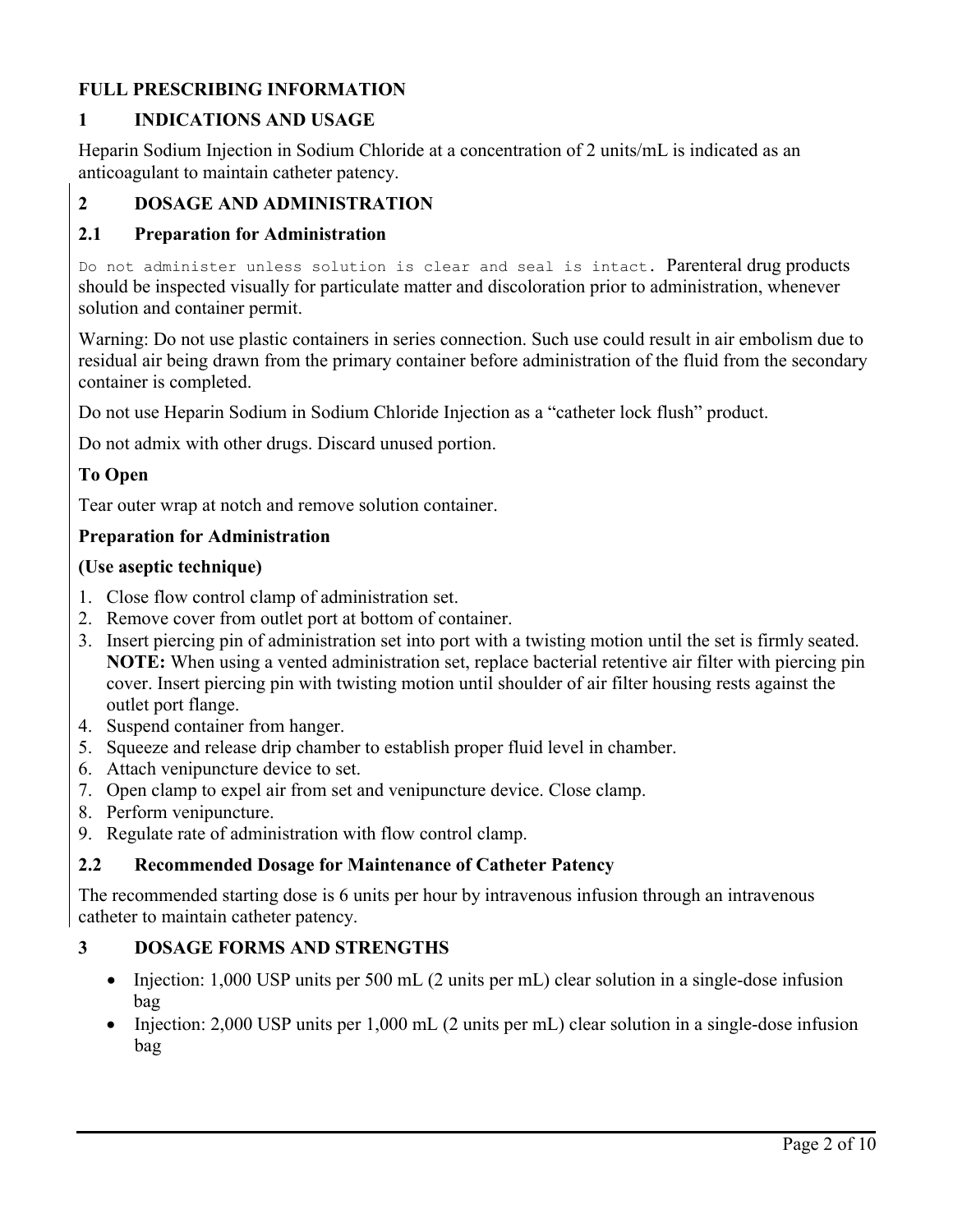# FULL PRESCRIBING INFORMATION

## 1 INDICATIONS AND USAGE

Heparin Sodium Injection in Sodium Chloride at a concentration of 2 units/mL is indicated as an anticoagulant to maintain catheter patency.

## 2 DOSAGE AND ADMINISTRATION

### 2.1 Preparation for Administration

Do not administer unless solution is clear and seal is intact. Parenteral drug products should be inspected visually for particulate matter and discoloration prior to administration, whenever solution and container permit.

Warning: Do not use plastic containers in series connection. Such use could result in air embolism due to residual air being drawn from the primary container before administration of the fluid from the secondary container is completed.

Do not use Heparin Sodium in Sodium Chloride Injection as a "catheter lock flush" product.

Do not admix with other drugs. Discard unused portion.

**To Open**

Tear outer wrap at notch and remove solution container.

**Preparation for Administration**

**(Use aseptic technique)**

1. Close flow control clamp of administration set.
2. Remove cover from outlet port at bottom of container.
3. Insert piercing pin of administration set into port with a twisting motion until the set is firmly seated. **NOTE:** When using a vented administration set, replace bacterial retentive air filter with piercing pin cover. Insert piercing pin with twisting motion until shoulder of air filter housing rests against the outlet port flange.
4. Suspend container from hanger.
5. Squeeze and release drip chamber to establish proper fluid level in chamber.
6. Attach venipuncture device to set.
7. Open clamp to expel air from set and venipuncture device. Close clamp.
8. Perform venipuncture.
9. Regulate rate of administration with flow control clamp.

### 2.2 Recommended Dosage for Maintenance of Catheter Patency

The recommended starting dose is 6 units per hour by intravenous infusion through an intravenous catheter to maintain catheter patency.

## 3 DOSAGE FORMS AND STRENGTHS

- Injection: 1,000 USP units per 500 mL (2 units per mL) clear solution in a single-dose infusion bag
- Injection: 2,000 USP units per 1,000 mL (2 units per mL) clear solution in a single-dose infusion bag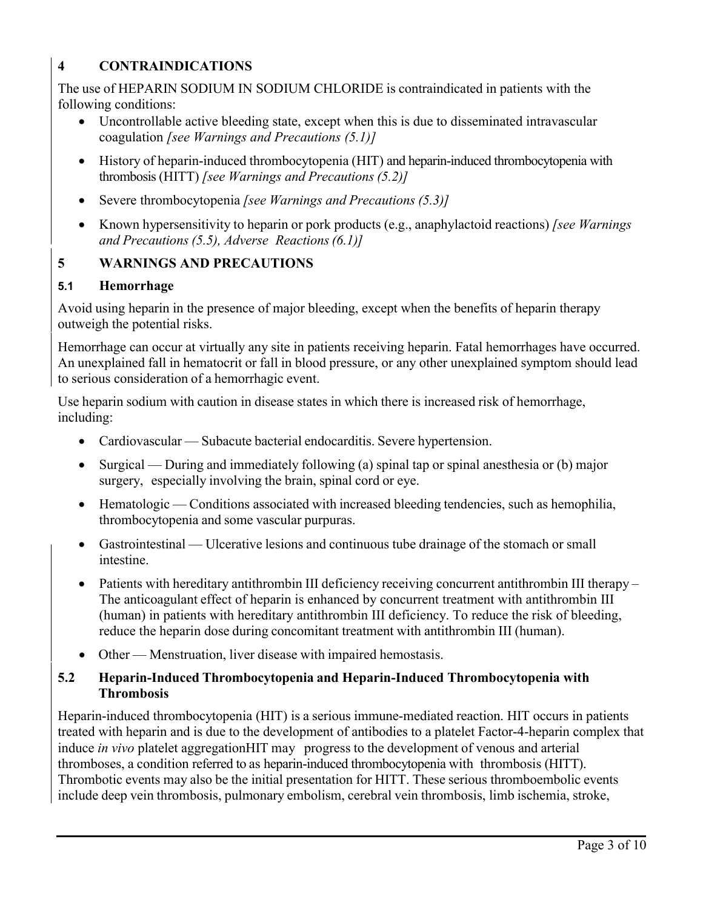## 4 CONTRAINDICATIONS

The use of HEPARIN SODIUM IN SODIUM CHLORIDE is contraindicated in patients with the following conditions:

- Uncontrollable active bleeding state, except when this is due to disseminated intravascular coagulation *[see Warnings and Precautions (5.1)]*
- History of heparin-induced thrombocytopenia (HIT) and heparin-induced thrombocytopenia with thrombosis (HITT) *[see Warnings and Precautions (5.2)]*
- Severe thrombocytopenia *[see Warnings and Precautions (5.3)]*
- Known hypersensitivity to heparin or pork products (e.g., anaphylactoid reactions) *[see Warnings and Precautions (5.5), Adverse Reactions (6.1)]*

## 5 WARNINGS AND PRECAUTIONS

### 5.1 Hemorrhage

Avoid using heparin in the presence of major bleeding, except when the benefits of heparin therapy outweigh the potential risks.

Hemorrhage can occur at virtually any site in patients receiving heparin. Fatal hemorrhages have occurred. An unexplained fall in hematocrit or fall in blood pressure, or any other unexplained symptom should lead to serious consideration of a hemorrhagic event.

Use heparin sodium with caution in disease states in which there is increased risk of hemorrhage, including:

- Cardiovascular — Subacute bacterial endocarditis. Severe hypertension.
- Surgical — During and immediately following (a) spinal tap or spinal anesthesia or (b) major surgery, especially involving the brain, spinal cord or eye.
- Hematologic — Conditions associated with increased bleeding tendencies, such as hemophilia, thrombocytopenia and some vascular purpuras.
- Gastrointestinal — Ulcerative lesions and continuous tube drainage of the stomach or small intestine.
- Patients with hereditary antithrombin III deficiency receiving concurrent antithrombin III therapy – The anticoagulant effect of heparin is enhanced by concurrent treatment with antithrombin III (human) in patients with hereditary antithrombin III deficiency. To reduce the risk of bleeding, reduce the heparin dose during concomitant treatment with antithrombin III (human).
- Other — Menstruation, liver disease with impaired hemostasis.

### 5.2 Heparin-Induced Thrombocytopenia and Heparin-Induced Thrombocytopenia with Thrombosis

Heparin-induced thrombocytopenia (HIT) is a serious immune-mediated reaction. HIT occurs in patients treated with heparin and is due to the development of antibodies to a platelet Factor-4-heparin complex that induce *in vivo* platelet aggregationHIT may progress to the development of venous and arterial thromboses, a condition referred to as heparin-induced thrombocytopenia with thrombosis (HITT). Thrombotic events may also be the initial presentation for HITT. These serious thromboembolic events include deep vein thrombosis, pulmonary embolism, cerebral vein thrombosis, limb ischemia, stroke,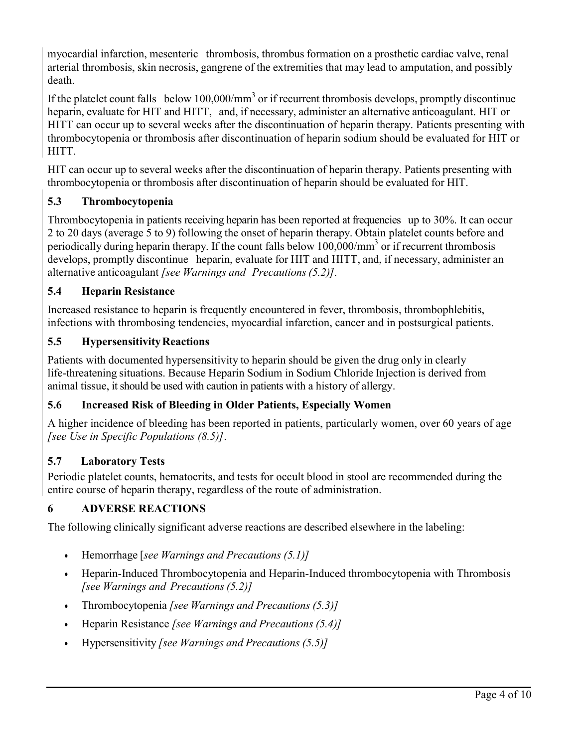myocardial infarction, mesenteric thrombosis, thrombus formation on a prosthetic cardiac valve, renal arterial thrombosis, skin necrosis, gangrene of the extremities that may lead to amputation, and possibly death.

If the platelet count falls below 100,000/mm$^3$ or if recurrent thrombosis develops, promptly discontinue heparin, evaluate for HIT and HITT, and, if necessary, administer an alternative anticoagulant. HIT or HITT can occur up to several weeks after the discontinuation of heparin therapy. Patients presenting with thrombocytopenia or thrombosis after discontinuation of heparin sodium should be evaluated for HIT or HITT.

HIT can occur up to several weeks after the discontinuation of heparin therapy. Patients presenting with thrombocytopenia or thrombosis after discontinuation of heparin should be evaluated for HIT.

### 5.3 Thrombocytopenia

Thrombocytopenia in patients receiving heparin has been reported at frequencies up to 30%. It can occur 2 to 20 days (average 5 to 9) following the onset of heparin therapy. Obtain platelet counts before and periodically during heparin therapy. If the count falls below 100,000/mm$^3$ or if recurrent thrombosis develops, promptly discontinue heparin, evaluate for HIT and HITT, and, if necessary, administer an alternative anticoagulant *[see Warnings and Precautions (5.2)]*.

### 5.4 Heparin Resistance

Increased resistance to heparin is frequently encountered in fever, thrombosis, thrombophlebitis, infections with thrombosing tendencies, myocardial infarction, cancer and in postsurgical patients.

### 5.5 Hypersensitivity Reactions

Patients with documented hypersensitivity to heparin should be given the drug only in clearly life-threatening situations. Because Heparin Sodium in Sodium Chloride Injection is derived from animal tissue, it should be used with caution in patients with a history of allergy.

### 5.6 Increased Risk of Bleeding in Older Patients, Especially Women

A higher incidence of bleeding has been reported in patients, particularly women, over 60 years of age *[see Use in Specific Populations (8.5)]*.

### 5.7 Laboratory Tests

Periodic platelet counts, hematocrits, and tests for occult blood in stool are recommended during the entire course of heparin therapy, regardless of the route of administration.

## 6 ADVERSE REACTIONS

The following clinically significant adverse reactions are described elsewhere in the labeling:

- Hemorrhage [*see Warnings and Precautions (5.1)]*
- Heparin-Induced Thrombocytopenia and Heparin-Induced thrombocytopenia with Thrombosis *[see Warnings and Precautions (5.2)]*
- Thrombocytopenia *[see Warnings and Precautions (5.3)]*
- Heparin Resistance *[see Warnings and Precautions (5.4)]*
- Hypersensitivity *[see Warnings and Precautions (5.5)]*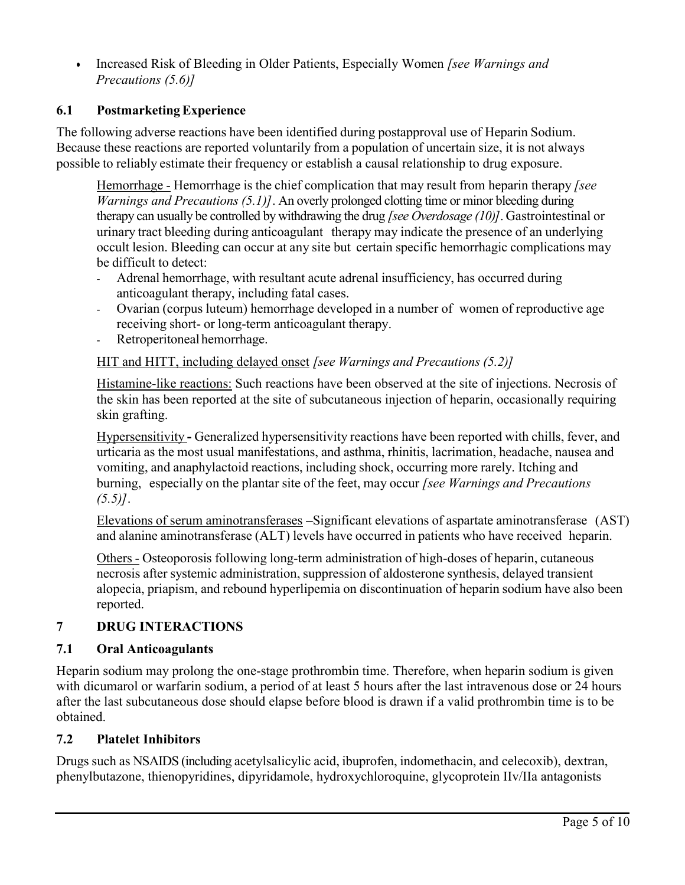- Increased Risk of Bleeding in Older Patients, Especially Women *[see Warnings and Precautions (5.6)]*

### 6.1 Postmarketing Experience

The following adverse reactions have been identified during postapproval use of Heparin Sodium. Because these reactions are reported voluntarily from a population of uncertain size, it is not always possible to reliably estimate their frequency or establish a causal relationship to drug exposure.

Hemorrhage - Hemorrhage is the chief complication that may result from heparin therapy *[see Warnings and Precautions (5.1)]*. An overly prolonged clotting time or minor bleeding during therapy can usually be controlled by withdrawing the drug *[see Overdosage (10)]*. Gastrointestinal or urinary tract bleeding during anticoagulant therapy may indicate the presence of an underlying occult lesion. Bleeding can occur at any site but certain specific hemorrhagic complications may be difficult to detect:

- Adrenal hemorrhage, with resultant acute adrenal insufficiency, has occurred during anticoagulant therapy, including fatal cases.
- Ovarian (corpus luteum) hemorrhage developed in a number of women of reproductive age receiving short- or long-term anticoagulant therapy.
- Retroperitoneal hemorrhage.

HIT and HITT, including delayed onset *[see Warnings and Precautions (5.2)]*

Histamine-like reactions: Such reactions have been observed at the site of injections. Necrosis of the skin has been reported at the site of subcutaneous injection of heparin, occasionally requiring skin grafting.

Hypersensitivity **-** Generalized hypersensitivity reactions have been reported with chills, fever, and urticaria as the most usual manifestations, and asthma, rhinitis, lacrimation, headache, nausea and vomiting, and anaphylactoid reactions, including shock, occurring more rarely. Itching and burning, especially on the plantar site of the feet, may occur *[see Warnings and Precautions (5.5)]*.

Elevations of serum aminotransferases **–**Significant elevations of aspartate aminotransferase (AST) and alanine aminotransferase (ALT) levels have occurred in patients who have received heparin.

Others - Osteoporosis following long-term administration of high-doses of heparin, cutaneous necrosis after systemic administration, suppression of aldosterone synthesis, delayed transient alopecia, priapism, and rebound hyperlipemia on discontinuation of heparin sodium have also been reported.

## 7 DRUG INTERACTIONS

### 7.1 Oral Anticoagulants

Heparin sodium may prolong the one-stage prothrombin time. Therefore, when heparin sodium is given with dicumarol or warfarin sodium, a period of at least 5 hours after the last intravenous dose or 24 hours after the last subcutaneous dose should elapse before blood is drawn if a valid prothrombin time is to be obtained.

### 7.2 Platelet Inhibitors

Drugs such as NSAIDS (including acetylsalicylic acid, ibuprofen, indomethacin, and celecoxib), dextran, phenylbutazone, thienopyridines, dipyridamole, hydroxychloroquine, glycoprotein IIv/IIa antagonists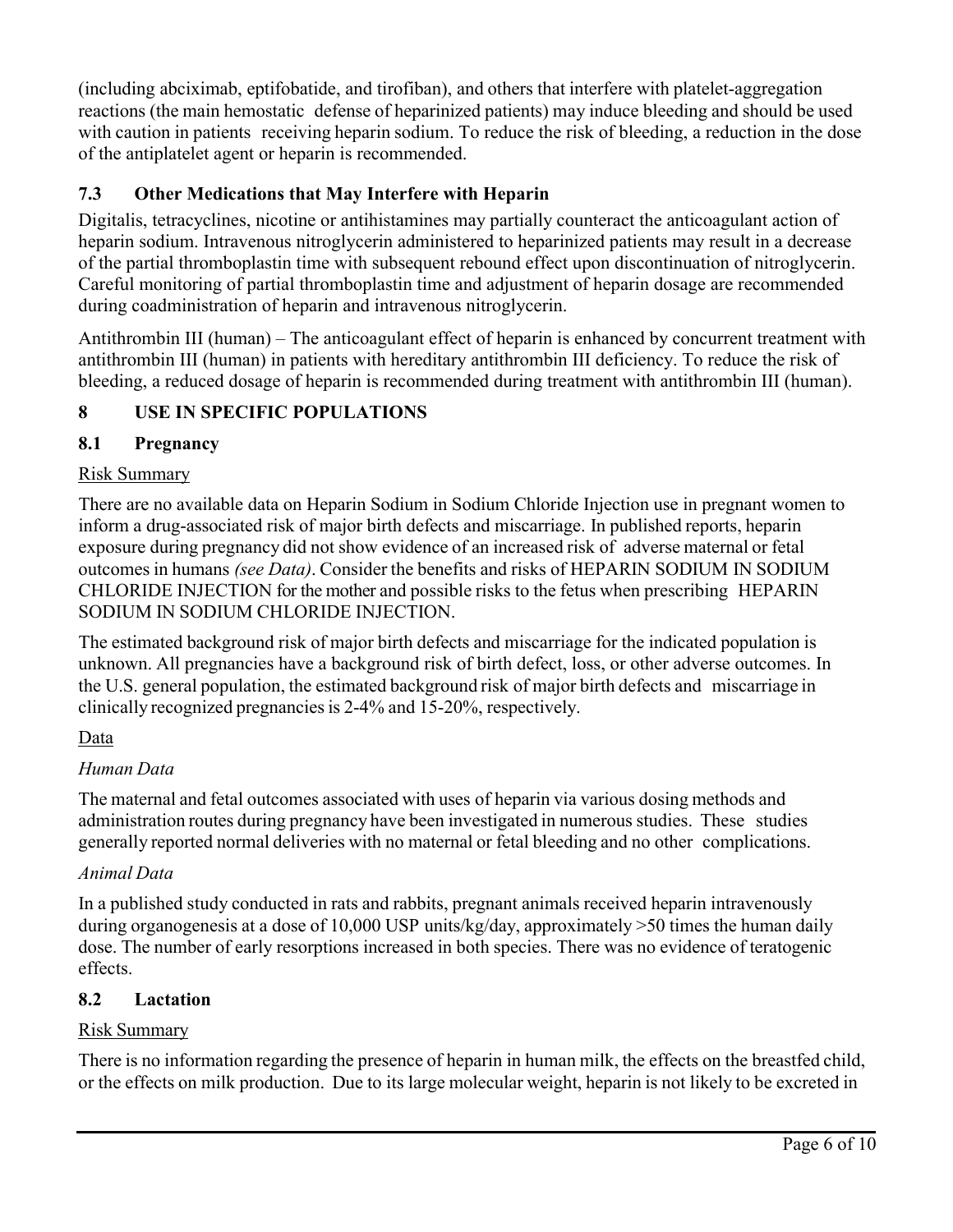(including abciximab, eptifobatide, and tirofiban), and others that interfere with platelet-aggregation reactions (the main hemostatic defense of heparinized patients) may induce bleeding and should be used with caution in patients receiving heparin sodium. To reduce the risk of bleeding, a reduction in the dose of the antiplatelet agent or heparin is recommended.

### 7.3 Other Medications that May Interfere with Heparin

Digitalis, tetracyclines, nicotine or antihistamines may partially counteract the anticoagulant action of heparin sodium. Intravenous nitroglycerin administered to heparinized patients may result in a decrease of the partial thromboplastin time with subsequent rebound effect upon discontinuation of nitroglycerin. Careful monitoring of partial thromboplastin time and adjustment of heparin dosage are recommended during coadministration of heparin and intravenous nitroglycerin.

Antithrombin III (human) – The anticoagulant effect of heparin is enhanced by concurrent treatment with antithrombin III (human) in patients with hereditary antithrombin III deficiency. To reduce the risk of bleeding, a reduced dosage of heparin is recommended during treatment with antithrombin III (human).

## 8 USE IN SPECIFIC POPULATIONS

### 8.1 Pregnancy

Risk Summary

There are no available data on Heparin Sodium in Sodium Chloride Injection use in pregnant women to inform a drug-associated risk of major birth defects and miscarriage. In published reports, heparin exposure during pregnancy did not show evidence of an increased risk of adverse maternal or fetal outcomes in humans *(see Data)*. Consider the benefits and risks of HEPARIN SODIUM IN SODIUM CHLORIDE INJECTION for the mother and possible risks to the fetus when prescribing HEPARIN SODIUM IN SODIUM CHLORIDE INJECTION.

The estimated background risk of major birth defects and miscarriage for the indicated population is unknown. All pregnancies have a background risk of birth defect, loss, or other adverse outcomes. In the U.S. general population, the estimated background risk of major birth defects and miscarriage in clinically recognized pregnancies is 2-4% and 15-20%, respectively.

Data

*Human Data*

The maternal and fetal outcomes associated with uses of heparin via various dosing methods and administration routes during pregnancy have been investigated in numerous studies. These studies generally reported normal deliveries with no maternal or fetal bleeding and no other complications.

*Animal Data*

In a published study conducted in rats and rabbits, pregnant animals received heparin intravenously during organogenesis at a dose of 10,000 USP units/kg/day, approximately >50 times the human daily dose. The number of early resorptions increased in both species. There was no evidence of teratogenic effects.

### 8.2 Lactation

Risk Summary

There is no information regarding the presence of heparin in human milk, the effects on the breastfed child, or the effects on milk production. Due to its large molecular weight, heparin is not likely to be excreted in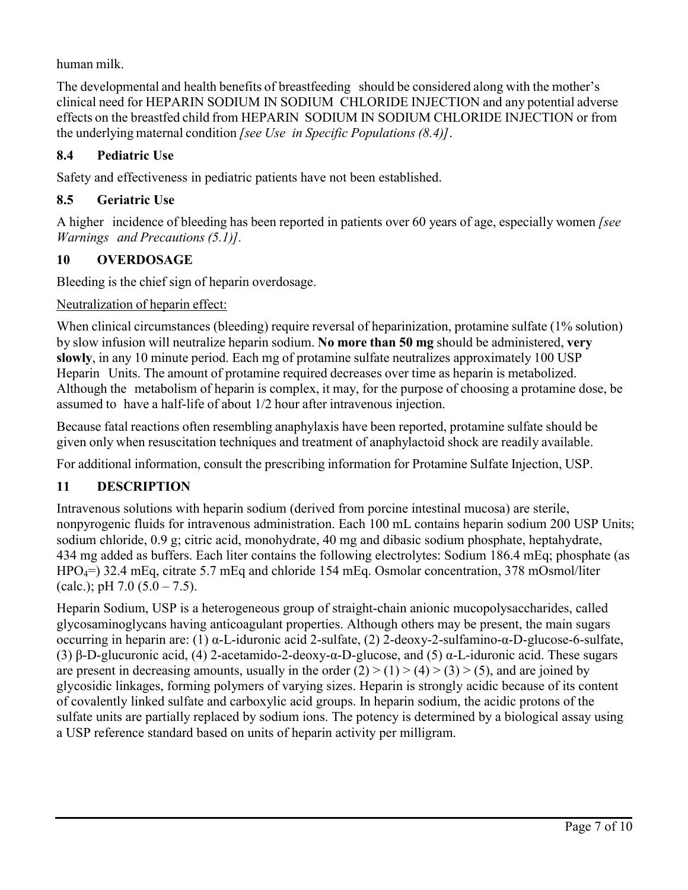human milk.

The developmental and health benefits of breastfeeding should be considered along with the mother's clinical need for HEPARIN SODIUM IN SODIUM CHLORIDE INJECTION and any potential adverse effects on the breastfed child from HEPARIN SODIUM IN SODIUM CHLORIDE INJECTION or from the underlying maternal condition *[see Use in Specific Populations (8.4)]*.

### 8.4 Pediatric Use

Safety and effectiveness in pediatric patients have not been established.

### 8.5 Geriatric Use

A higher incidence of bleeding has been reported in patients over 60 years of age, especially women *[see Warnings and Precautions (5.1)]*.

## 10 OVERDOSAGE

Bleeding is the chief sign of heparin overdosage.

Neutralization of heparin effect:

When clinical circumstances (bleeding) require reversal of heparinization, protamine sulfate (1% solution) by slow infusion will neutralize heparin sodium. **No more than 50 mg** should be administered, **very slowly**, in any 10 minute period. Each mg of protamine sulfate neutralizes approximately 100 USP Heparin Units. The amount of protamine required decreases over time as heparin is metabolized. Although the metabolism of heparin is complex, it may, for the purpose of choosing a protamine dose, be assumed to have a half-life of about 1/2 hour after intravenous injection.

Because fatal reactions often resembling anaphylaxis have been reported, protamine sulfate should be given only when resuscitation techniques and treatment of anaphylactoid shock are readily available.

For additional information, consult the prescribing information for Protamine Sulfate Injection, USP.

## 11 DESCRIPTION

Intravenous solutions with heparin sodium (derived from porcine intestinal mucosa) are sterile, nonpyrogenic fluids for intravenous administration. Each 100 mL contains heparin sodium 200 USP Units; sodium chloride, 0.9 g; citric acid, monohydrate, 40 mg and dibasic sodium phosphate, heptahydrate, 434 mg added as buffers. Each liter contains the following electrolytes: Sodium 186.4 mEq; phosphate (as $HPO_4$=) 32.4 mEq, citrate 5.7 mEq and chloride 154 mEq. Osmolar concentration, 378 mOsmol/liter (calc.); pH 7.0 (5.0 – 7.5).

Heparin Sodium, USP is a heterogeneous group of straight-chain anionic mucopolysaccharides, called glycosaminoglycans having anticoagulant properties. Although others may be present, the main sugars occurring in heparin are: (1) α-L-iduronic acid 2-sulfate, (2) 2-deoxy-2-sulfamino-α-D-glucose-6-sulfate, (3) β-D-glucuronic acid, (4) 2-acetamido-2-deoxy-α-D-glucose, and (5) α-L-iduronic acid. These sugars are present in decreasing amounts, usually in the order (2) > (1) > (4) > (3) > (5), and are joined by glycosidic linkages, forming polymers of varying sizes. Heparin is strongly acidic because of its content of covalently linked sulfate and carboxylic acid groups. In heparin sodium, the acidic protons of the sulfate units are partially replaced by sodium ions. The potency is determined by a biological assay using a USP reference standard based on units of heparin activity per milligram.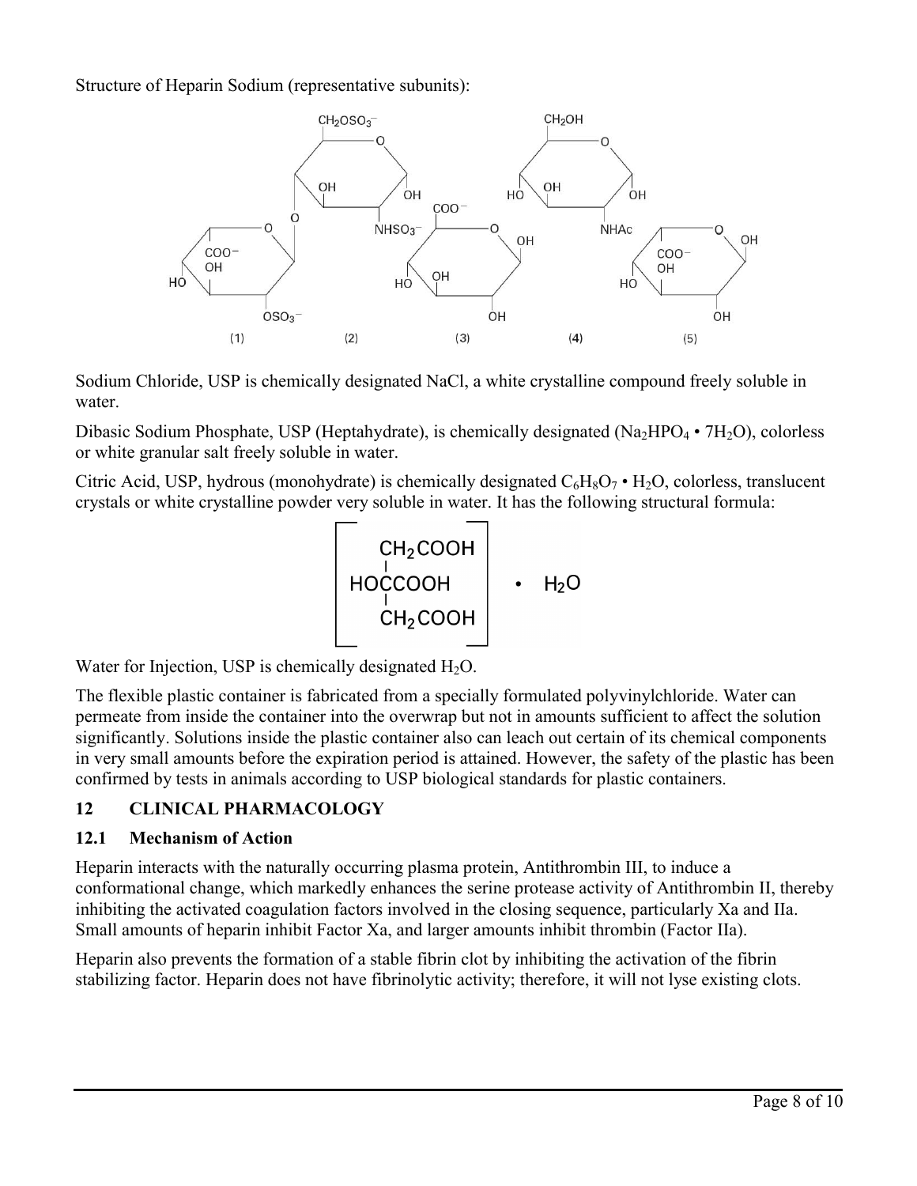Structure of Heparin Sodium (representative subunits):

Sodium Chloride, USP is chemically designated NaCl, a white crystalline compound freely soluble in water.

Dibasic Sodium Phosphate, USP (Heptahydrate), is chemically designated ($Na_2HPO_4 \cdot 7H_2O$), colorless or white granular salt freely soluble in water.

Citric Acid, USP, hydrous (monohydrate) is chemically designated $C_6H_8O_7 \cdot H_2O$, colorless, translucent crystals or white crystalline powder very soluble in water. It has the following structural formula:

Water for Injection, USP is chemically designated $H_2O$.

The flexible plastic container is fabricated from a specially formulated polyvinylchloride. Water can permeate from inside the container into the overwrap but not in amounts sufficient to affect the solution significantly. Solutions inside the plastic container also can leach out certain of its chemical components in very small amounts before the expiration period is attained. However, the safety of the plastic has been confirmed by tests in animals according to USP biological standards for plastic containers.

## 12 CLINICAL PHARMACOLOGY

### 12.1 Mechanism of Action

Heparin interacts with the naturally occurring plasma protein, Antithrombin III, to induce a conformational change, which markedly enhances the serine protease activity of Antithrombin II, thereby inhibiting the activated coagulation factors involved in the closing sequence, particularly Xa and IIa. Small amounts of heparin inhibit Factor Xa, and larger amounts inhibit thrombin (Factor IIa).

Heparin also prevents the formation of a stable fibrin clot by inhibiting the activation of the fibrin stabilizing factor. Heparin does not have fibrinolytic activity; therefore, it will not lyse existing clots.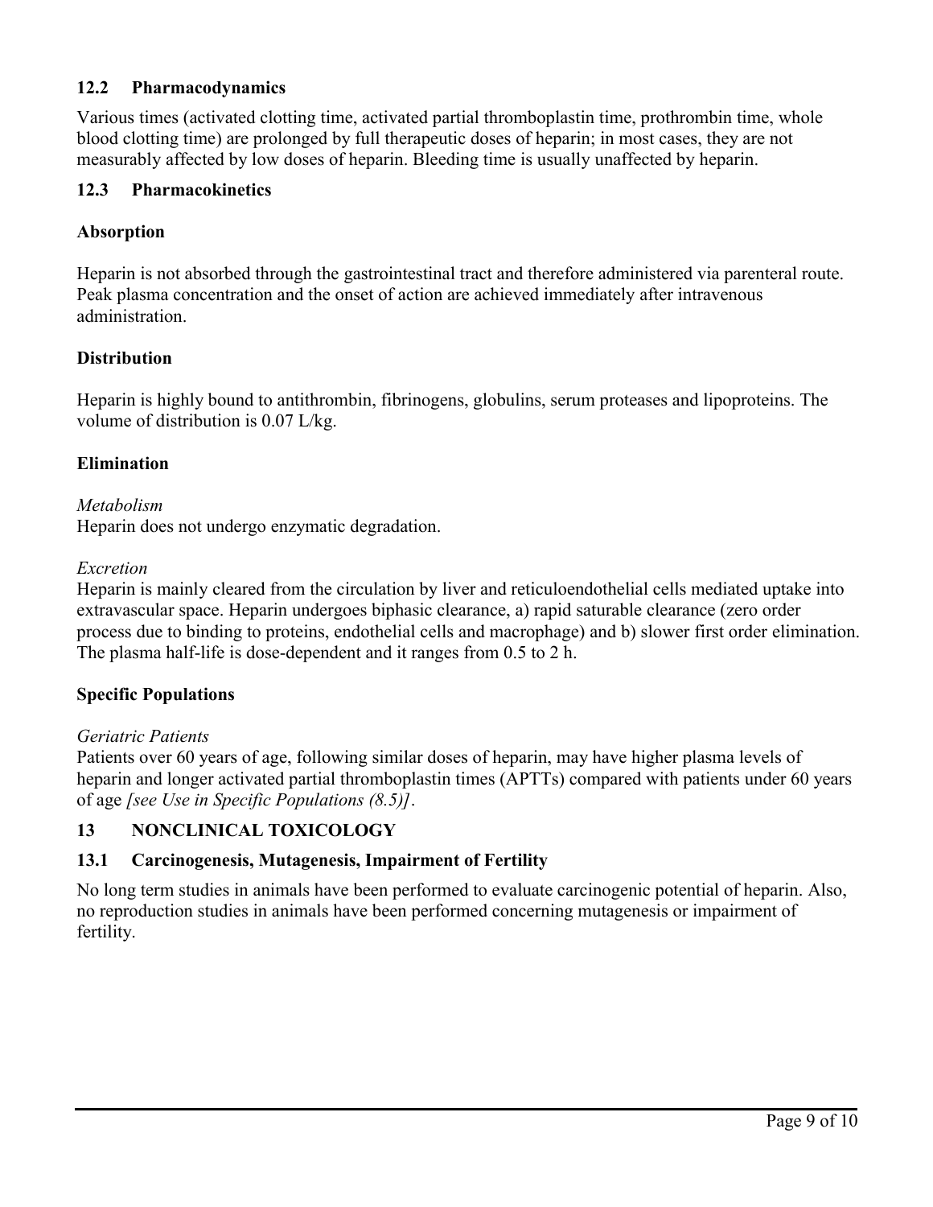### 12.2 Pharmacodynamics

Various times (activated clotting time, activated partial thromboplastin time, prothrombin time, whole blood clotting time) are prolonged by full therapeutic doses of heparin; in most cases, they are not measurably affected by low doses of heparin. Bleeding time is usually unaffected by heparin.

### 12.3 Pharmacokinetics

**Absorption**

Heparin is not absorbed through the gastrointestinal tract and therefore administered via parenteral route. Peak plasma concentration and the onset of action are achieved immediately after intravenous administration.

**Distribution**

Heparin is highly bound to antithrombin, fibrinogens, globulins, serum proteases and lipoproteins. The volume of distribution is 0.07 L/kg.

**Elimination**

*Metabolism*
Heparin does not undergo enzymatic degradation.

*Excretion*
Heparin is mainly cleared from the circulation by liver and reticuloendothelial cells mediated uptake into extravascular space. Heparin undergoes biphasic clearance, a) rapid saturable clearance (zero order process due to binding to proteins, endothelial cells and macrophage) and b) slower first order elimination. The plasma half-life is dose-dependent and it ranges from 0.5 to 2 h.

**Specific Populations**

*Geriatric Patients*
Patients over 60 years of age, following similar doses of heparin, may have higher plasma levels of heparin and longer activated partial thromboplastin times (APTTs) compared with patients under 60 years of age *[see Use in Specific Populations (8.5)]*.

## 13 NONCLINICAL TOXICOLOGY

### 13.1 Carcinogenesis, Mutagenesis, Impairment of Fertility

No long term studies in animals have been performed to evaluate carcinogenic potential of heparin. Also, no reproduction studies in animals have been performed concerning mutagenesis or impairment of fertility.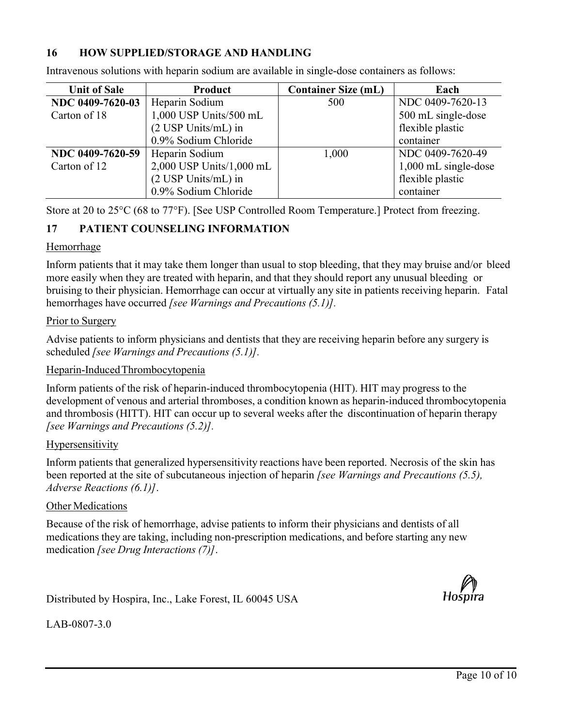## 16 HOW SUPPLIED/STORAGE AND HANDLING

Intravenous solutions with heparin sodium are available in single-dose containers as follows:

| Unit of Sale | Product | Container Size (mL) | Each |
|---|---|---|---|
| **NDC 0409-7620-03** Carton of 18 | Heparin Sodium 1,000 USP Units/500 mL (2 USP Units/mL) in 0.9% Sodium Chloride | 500 | NDC 0409-7620-13 500 mL single-dose flexible plastic container |
| **NDC 0409-7620-59** Carton of 12 | Heparin Sodium 2,000 USP Units/1,000 mL (2 USP Units/mL) in 0.9% Sodium Chloride | 1,000 | NDC 0409-7620-49 1,000 mL single-dose flexible plastic container |

Store at 20 to 25°C (68 to 77°F). [See USP Controlled Room Temperature.] Protect from freezing.

## 17 PATIENT COUNSELING INFORMATION

Hemorrhage

Inform patients that it may take them longer than usual to stop bleeding, that they may bruise and/or bleed more easily when they are treated with heparin, and that they should report any unusual bleeding or bruising to their physician. Hemorrhage can occur at virtually any site in patients receiving heparin. Fatal hemorrhages have occurred *[see Warnings and Precautions (5.1)]*.

Prior to Surgery

Advise patients to inform physicians and dentists that they are receiving heparin before any surgery is scheduled *[see Warnings and Precautions (5.1)]*.

Heparin-Induced Thrombocytopenia

Inform patients of the risk of heparin-induced thrombocytopenia (HIT). HIT may progress to the development of venous and arterial thromboses, a condition known as heparin-induced thrombocytopenia and thrombosis (HITT). HIT can occur up to several weeks after the discontinuation of heparin therapy *[see Warnings and Precautions (5.2)]*.

Hypersensitivity

Inform patients that generalized hypersensitivity reactions have been reported. Necrosis of the skin has been reported at the site of subcutaneous injection of heparin *[see Warnings and Precautions (5.5), Adverse Reactions (6.1)]*.

Other Medications

Because of the risk of hemorrhage, advise patients to inform their physicians and dentists of all medications they are taking, including non-prescription medications, and before starting any new medication *[see Drug Interactions (7)]*.

Distributed by Hospira, Inc., Lake Forest, IL 60045 USA

Hospira

LAB-0807-3.0